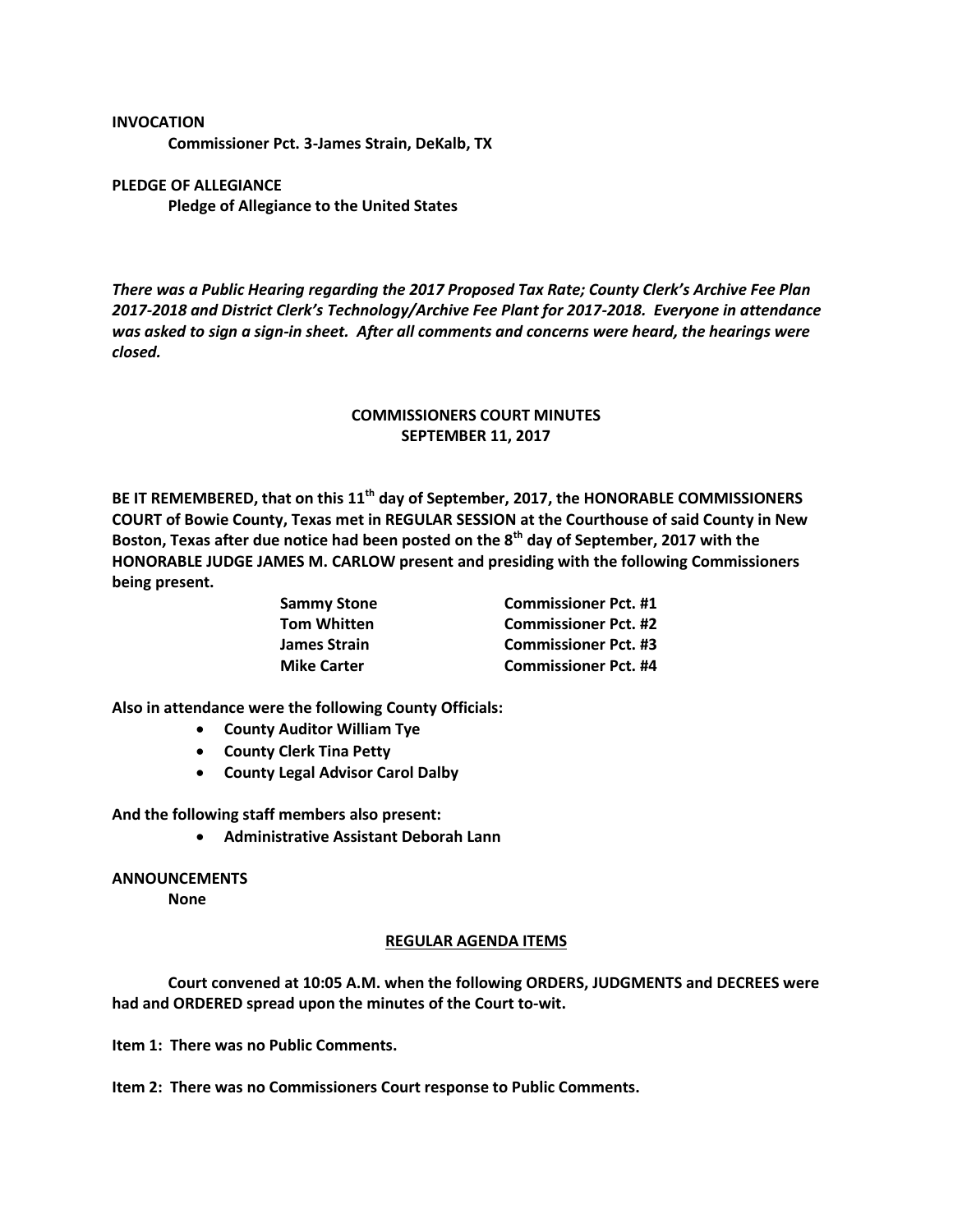**INVOCATION**

**Commissioner Pct. 3-James Strain, DeKalb, TX**

**PLEDGE OF ALLEGIANCE**

**Pledge of Allegiance to the United States**

***There was a Public Hearing regarding the 2017 Proposed Tax Rate; County Clerk's Archive Fee Plan 2017-2018 and District Clerk's Technology/Archive Fee Plant for 2017-2018. Everyone in attendance was asked to sign a sign-in sheet. After all comments and concerns were heard, the hearings were closed.***

**COMMISSIONERS COURT MINUTES**
**SEPTEMBER 11, 2017**

**BE IT REMEMBERED, that on this 11th day of September, 2017, the HONORABLE COMMISSIONERS COURT of Bowie County, Texas met in REGULAR SESSION at the Courthouse of said County in New Boston, Texas after due notice had been posted on the 8th day of September, 2017 with the HONORABLE JUDGE JAMES M. CARLOW present and presiding with the following Commissioners being present.**

| | |
|---|---|
| **Sammy Stone** | **Commissioner Pct. #1** |
| **Tom Whitten** | **Commissioner Pct. #2** |
| **James Strain** | **Commissioner Pct. #3** |
| **Mike Carter** | **Commissioner Pct. #4** |

**Also in attendance were the following County Officials:**

- **County Auditor William Tye**
- **County Clerk Tina Petty**
- **County Legal Advisor Carol Dalby**

**And the following staff members also present:**

- **Administrative Assistant Deborah Lann**

**ANNOUNCEMENTS**

**None**

**REGULAR AGENDA ITEMS**

**Court convened at 10:05 A.M. when the following ORDERS, JUDGMENTS and DECREES were had and ORDERED spread upon the minutes of the Court to-wit.**

**Item 1: There was no Public Comments.**

**Item 2: There was no Commissioners Court response to Public Comments.**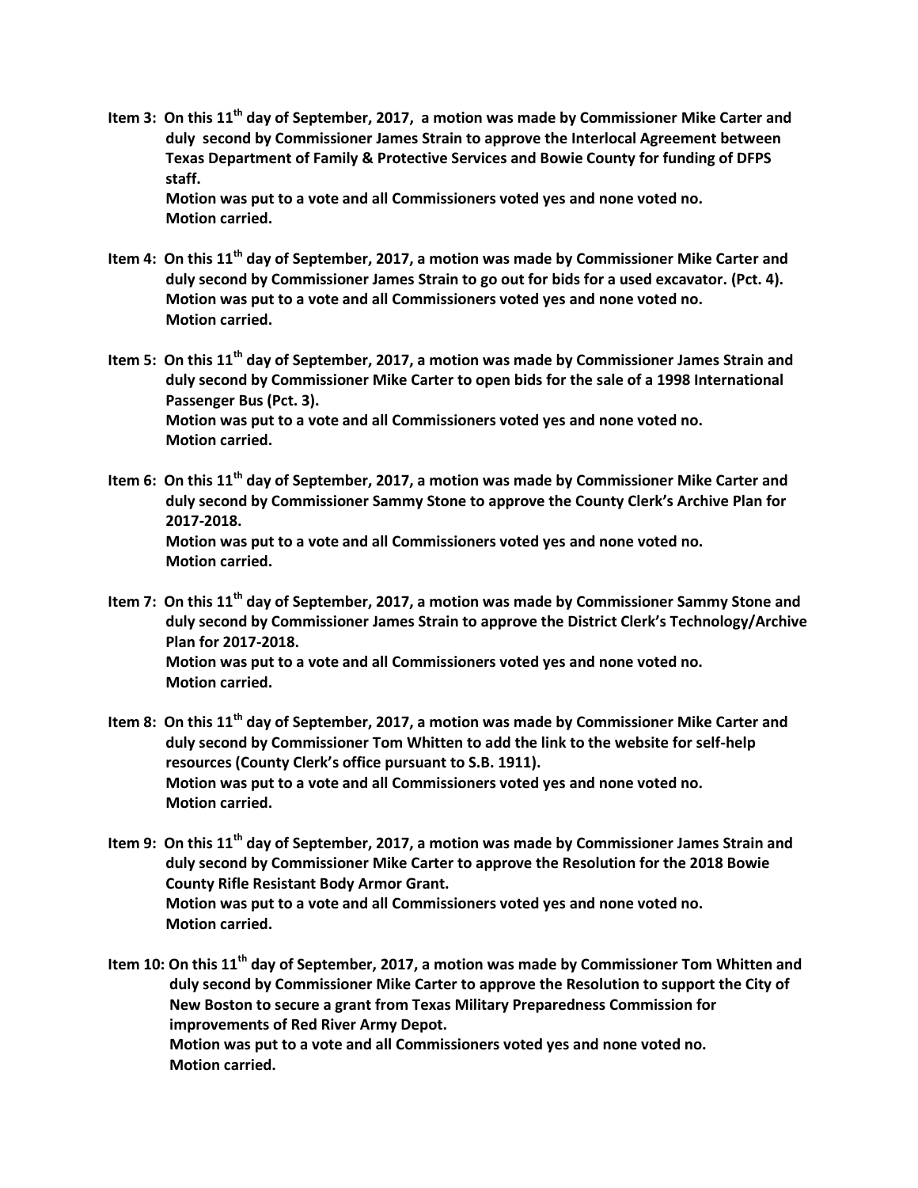**Item 3: On this 11th day of September, 2017, a motion was made by Commissioner Mike Carter and duly second by Commissioner James Strain to approve the Interlocal Agreement between Texas Department of Family & Protective Services and Bowie County for funding of DFPS staff.**
**Motion was put to a vote and all Commissioners voted yes and none voted no.**
**Motion carried.**

**Item 4: On this 11th day of September, 2017, a motion was made by Commissioner Mike Carter and duly second by Commissioner James Strain to go out for bids for a used excavator. (Pct. 4).**
**Motion was put to a vote and all Commissioners voted yes and none voted no.**
**Motion carried.**

**Item 5: On this 11th day of September, 2017, a motion was made by Commissioner James Strain and duly second by Commissioner Mike Carter to open bids for the sale of a 1998 International Passenger Bus (Pct. 3).**
**Motion was put to a vote and all Commissioners voted yes and none voted no.**
**Motion carried.**

**Item 6: On this 11th day of September, 2017, a motion was made by Commissioner Mike Carter and duly second by Commissioner Sammy Stone to approve the County Clerk's Archive Plan for 2017-2018.**
**Motion was put to a vote and all Commissioners voted yes and none voted no.**
**Motion carried.**

**Item 7: On this 11th day of September, 2017, a motion was made by Commissioner Sammy Stone and duly second by Commissioner James Strain to approve the District Clerk's Technology/Archive Plan for 2017-2018.**
**Motion was put to a vote and all Commissioners voted yes and none voted no.**
**Motion carried.**

**Item 8: On this 11th day of September, 2017, a motion was made by Commissioner Mike Carter and duly second by Commissioner Tom Whitten to add the link to the website for self-help resources (County Clerk's office pursuant to S.B. 1911).**
**Motion was put to a vote and all Commissioners voted yes and none voted no.**
**Motion carried.**

**Item 9: On this 11th day of September, 2017, a motion was made by Commissioner James Strain and duly second by Commissioner Mike Carter to approve the Resolution for the 2018 Bowie County Rifle Resistant Body Armor Grant.**
**Motion was put to a vote and all Commissioners voted yes and none voted no.**
**Motion carried.**

**Item 10: On this 11th day of September, 2017, a motion was made by Commissioner Tom Whitten and duly second by Commissioner Mike Carter to approve the Resolution to support the City of New Boston to secure a grant from Texas Military Preparedness Commission for improvements of Red River Army Depot.**
**Motion was put to a vote and all Commissioners voted yes and none voted no.**
**Motion carried.**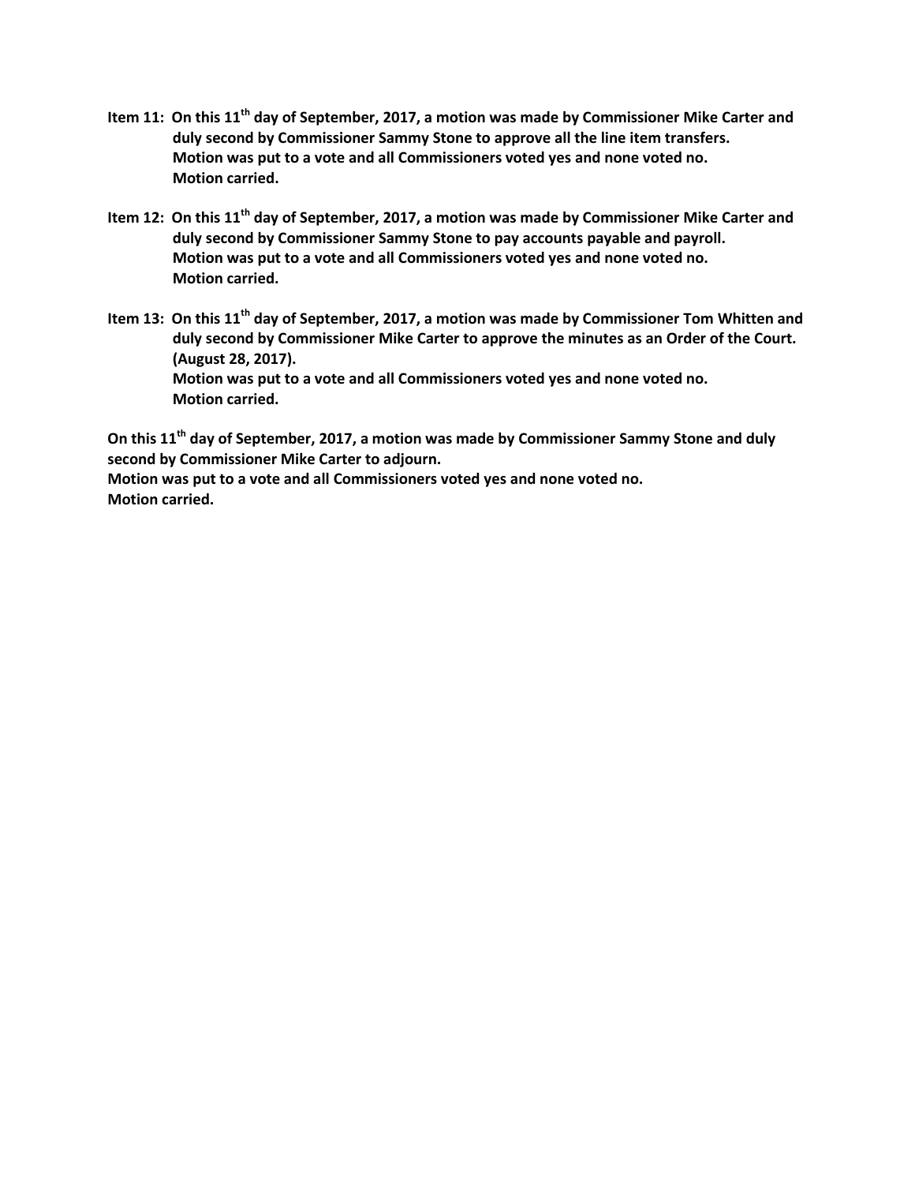**Item 11: On this 11th day of September, 2017, a motion was made by Commissioner Mike Carter and duly second by Commissioner Sammy Stone to approve all the line item transfers.**
**Motion was put to a vote and all Commissioners voted yes and none voted no.**
**Motion carried.**

**Item 12: On this 11th day of September, 2017, a motion was made by Commissioner Mike Carter and duly second by Commissioner Sammy Stone to pay accounts payable and payroll.**
**Motion was put to a vote and all Commissioners voted yes and none voted no.**
**Motion carried.**

**Item 13: On this 11th day of September, 2017, a motion was made by Commissioner Tom Whitten and duly second by Commissioner Mike Carter to approve the minutes as an Order of the Court. (August 28, 2017).**
**Motion was put to a vote and all Commissioners voted yes and none voted no.**
**Motion carried.**

**On this 11th day of September, 2017, a motion was made by Commissioner Sammy Stone and duly second by Commissioner Mike Carter to adjourn.**
**Motion was put to a vote and all Commissioners voted yes and none voted no.**
**Motion carried.**